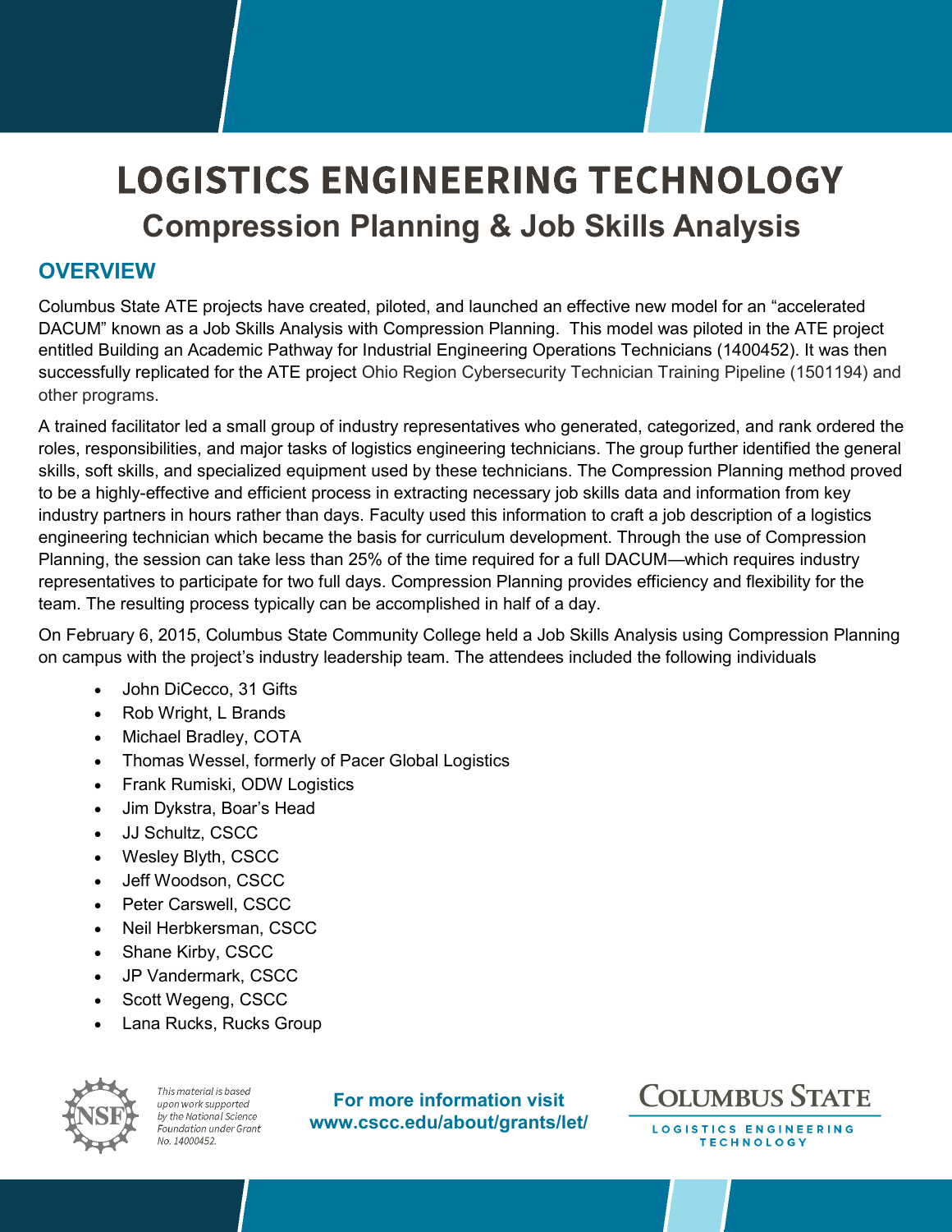# LOGISTICS ENGINEERING TECHNOLOGY

## Compression Planning & Job Skills Analysis

### OVERVIEW

Columbus State ATE projects have created, piloted, and launched an effective new model for an "accelerated DACUM" known as a Job Skills Analysis with Compression Planning. This model was piloted in the ATE project entitled Building an Academic Pathway for Industrial Engineering Operations Technicians (1400452). It was then successfully replicated for the ATE project Ohio Region Cybersecurity Technician Training Pipeline (1501194) and other programs.

A trained facilitator led a small group of industry representatives who generated, categorized, and rank ordered the roles, responsibilities, and major tasks of logistics engineering technicians. The group further identified the general skills, soft skills, and specialized equipment used by these technicians. The Compression Planning method proved to be a highly-effective and efficient process in extracting necessary job skills data and information from key industry partners in hours rather than days. Faculty used this information to craft a job description of a logistics engineering technician which became the basis for curriculum development. Through the use of Compression Planning, the session can take less than 25% of the time required for a full DACUM—which requires industry representatives to participate for two full days. Compression Planning provides efficiency and flexibility for the team. The resulting process typically can be accomplished in half of a day.

On February 6, 2015, Columbus State Community College held a Job Skills Analysis using Compression Planning on campus with the project's industry leadership team. The attendees included the following individuals

- John DiCecco, 31 Gifts
- Rob Wright, L Brands
- Michael Bradley, COTA
- Thomas Wessel, formerly of Pacer Global Logistics
- Frank Rumiski, ODW Logistics
- Jim Dykstra, Boar's Head
- JJ Schultz, CSCC
- Wesley Blyth, CSCC
- Jeff Woodson, CSCC
- Peter Carswell, CSCC
- Neil Herbkersman, CSCC
- Shane Kirby, CSCC
- JP Vandermark, CSCC
- Scott Wegeng, CSCC
- Lana Rucks, Rucks Group

*This material is based upon work supported by the National Science Foundation under Grant No. 14000452.*

**For more information visit www.cscc.edu/about/grants/let/**

COLUMBUS STATE
LOGISTICS ENGINEERING TECHNOLOGY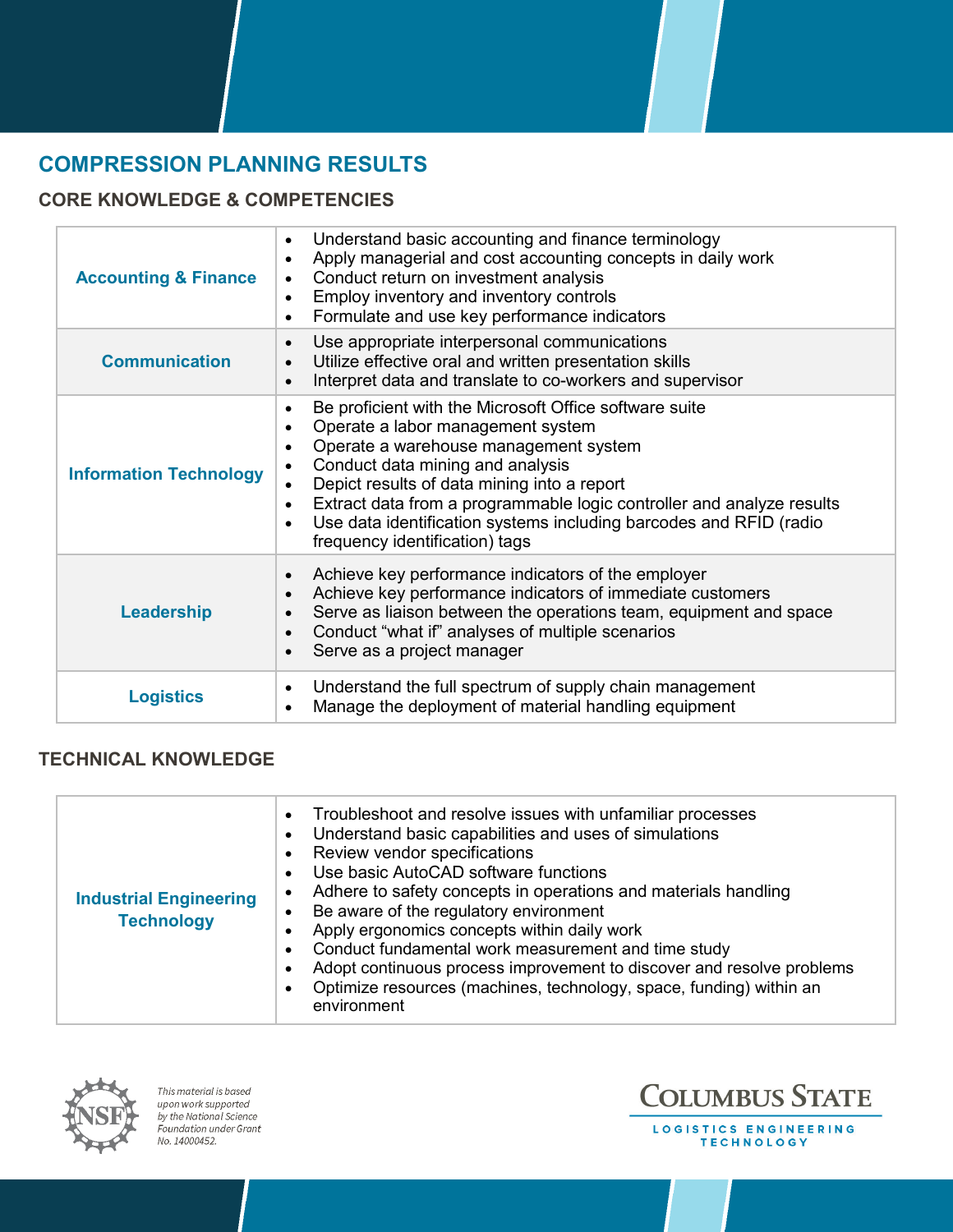## COMPRESSION PLANNING RESULTS

### CORE KNOWLEDGE & COMPETENCIES

| | |
|---|---|
| **Accounting & Finance** | • Understand basic accounting and finance terminology<br>• Apply managerial and cost accounting concepts in daily work<br>• Conduct return on investment analysis<br>• Employ inventory and inventory controls<br>• Formulate and use key performance indicators |
| **Communication** | • Use appropriate interpersonal communications<br>• Utilize effective oral and written presentation skills<br>• Interpret data and translate to co-workers and supervisor |
| **Information Technology** | • Be proficient with the Microsoft Office software suite<br>• Operate a labor management system<br>• Operate a warehouse management system<br>• Conduct data mining and analysis<br>• Depict results of data mining into a report<br>• Extract data from a programmable logic controller and analyze results<br>• Use data identification systems including barcodes and RFID (radio frequency identification) tags |
| **Leadership** | • Achieve key performance indicators of the employer<br>• Achieve key performance indicators of immediate customers<br>• Serve as liaison between the operations team, equipment and space<br>• Conduct "what if" analyses of multiple scenarios<br>• Serve as a project manager |
| **Logistics** | • Understand the full spectrum of supply chain management<br>• Manage the deployment of material handling equipment |

### TECHNICAL KNOWLEDGE

| | |
|---|---|
| **Industrial Engineering Technology** | • Troubleshoot and resolve issues with unfamiliar processes<br>• Understand basic capabilities and uses of simulations<br>• Review vendor specifications<br>• Use basic AutoCAD software functions<br>• Adhere to safety concepts in operations and materials handling<br>• Be aware of the regulatory environment<br>• Apply ergonomics concepts within daily work<br>• Conduct fundamental work measurement and time study<br>• Adopt continuous process improvement to discover and resolve problems<br>• Optimize resources (machines, technology, space, funding) within an environment |

*This material is based upon work supported by the National Science Foundation under Grant No. 14000452.*

COLUMBUS STATE
LOGISTICS ENGINEERING TECHNOLOGY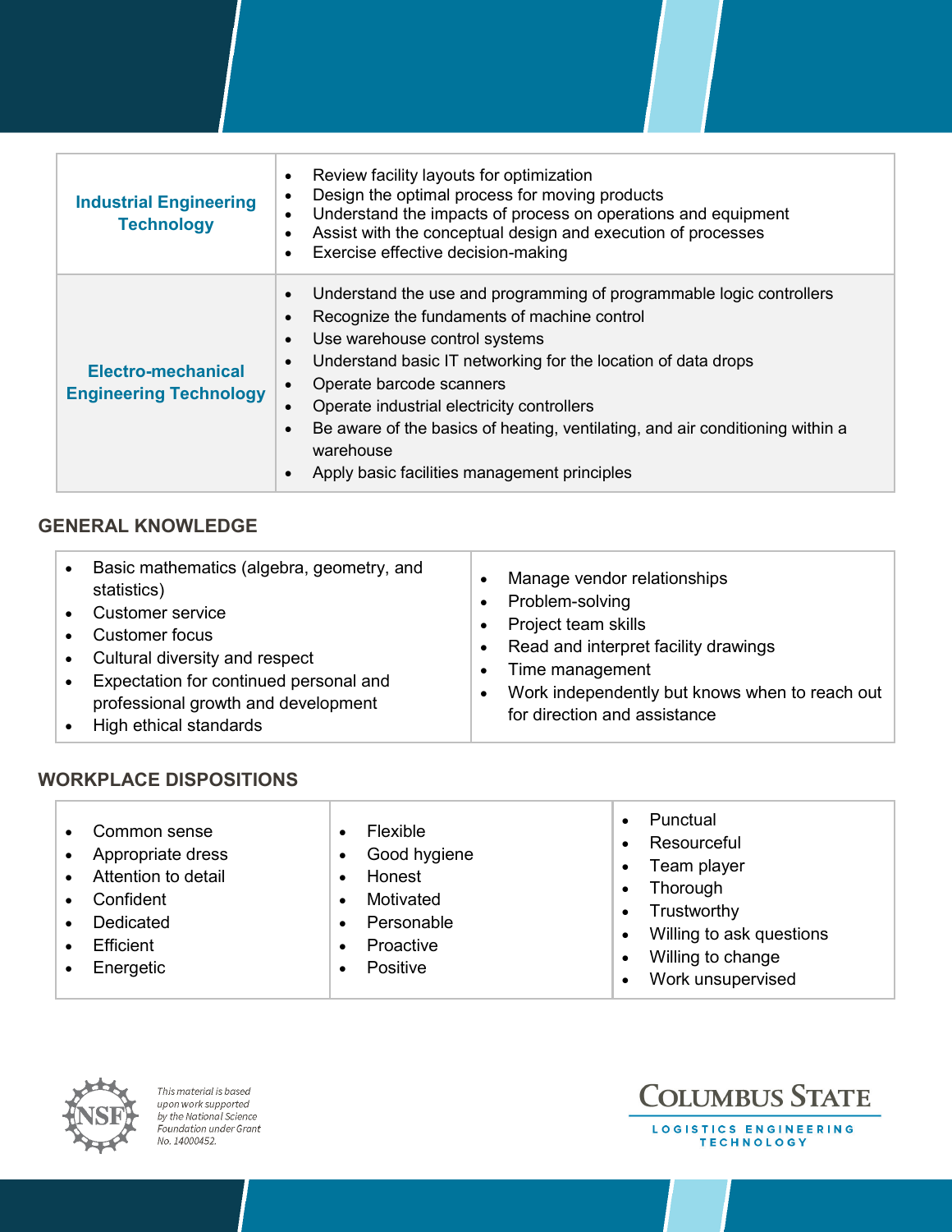| | |
|---|---|
| **Industrial Engineering Technology** | • Review facility layouts for optimization<br>• Design the optimal process for moving products<br>• Understand the impacts of process on operations and equipment<br>• Assist with the conceptual design and execution of processes<br>• Exercise effective decision-making |
| **Electro-mechanical Engineering Technology** | • Understand the use and programming of programmable logic controllers<br>• Recognize the fundaments of machine control<br>• Use warehouse control systems<br>• Understand basic IT networking for the location of data drops<br>• Operate barcode scanners<br>• Operate industrial electricity controllers<br>• Be aware of the basics of heating, ventilating, and air conditioning within a warehouse<br>• Apply basic facilities management principles |

## GENERAL KNOWLEDGE

| | |
|---|---|
| • Basic mathematics (algebra, geometry, and statistics)<br>• Customer service<br>• Customer focus<br>• Cultural diversity and respect<br>• Expectation for continued personal and professional growth and development<br>• High ethical standards | • Manage vendor relationships<br>• Problem-solving<br>• Project team skills<br>• Read and interpret facility drawings<br>• Time management<br>• Work independently but knows when to reach out for direction and assistance |

## WORKPLACE DISPOSITIONS

| | | |
|---|---|---|
| • Common sense<br>• Appropriate dress<br>• Attention to detail<br>• Confident<br>• Dedicated<br>• Efficient<br>• Energetic | • Flexible<br>• Good hygiene<br>• Honest<br>• Motivated<br>• Personable<br>• Proactive<br>• Positive | • Punctual<br>• Resourceful<br>• Team player<br>• Thorough<br>• Trustworthy<br>• Willing to ask questions<br>• Willing to change<br>• Work unsupervised |

*This material is based upon work supported by the National Science Foundation under Grant No. 14000452.*

COLUMBUS STATE
LOGISTICS ENGINEERING TECHNOLOGY